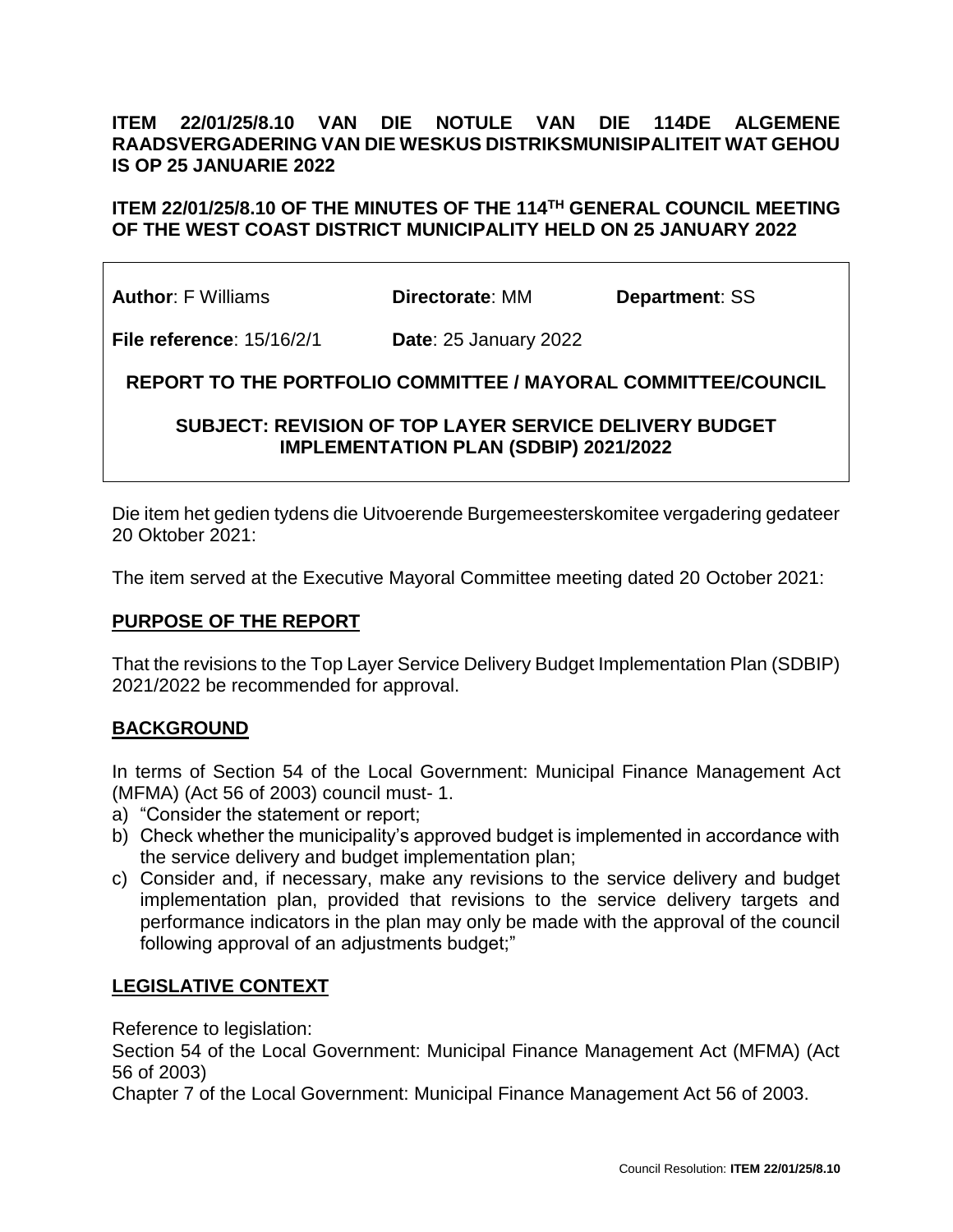**ITEM 22/01/25/8.10 VAN DIE NOTULE VAN DIE 114DE ALGEMENE RAADSVERGADERING VAN DIE WESKUS DISTRIKSMUNISIPALITEIT WAT GEHOU IS OP 25 JANUARIE 2022**

**ITEM 22/01/25/8.10 OF THE MINUTES OF THE 114TH GENERAL COUNCIL MEETING OF THE WEST COAST DISTRICT MUNICIPALITY HELD ON 25 JANUARY 2022**

| **Author**: F Williams | **Directorate**: MM | **Department**: SS |
|---|---|---|
| **File reference**: 15/16/2/1 | **Date**: 25 January 2022 | |

**REPORT TO THE PORTFOLIO COMMITTEE / MAYORAL COMMITTEE/COUNCIL**

**SUBJECT: REVISION OF TOP LAYER SERVICE DELIVERY BUDGET IMPLEMENTATION PLAN (SDBIP) 2021/2022**

Die item het gedien tydens die Uitvoerende Burgemeesterskomitee vergadering gedateer 20 Oktober 2021:

The item served at the Executive Mayoral Committee meeting dated 20 October 2021:

## PURPOSE OF THE REPORT

That the revisions to the Top Layer Service Delivery Budget Implementation Plan (SDBIP) 2021/2022 be recommended for approval.

## BACKGROUND

In terms of Section 54 of the Local Government: Municipal Finance Management Act (MFMA) (Act 56 of 2003) council must- 1.

a) "Consider the statement or report;
b) Check whether the municipality's approved budget is implemented in accordance with the service delivery and budget implementation plan;
c) Consider and, if necessary, make any revisions to the service delivery and budget implementation plan, provided that revisions to the service delivery targets and performance indicators in the plan may only be made with the approval of the council following approval of an adjustments budget;"

## LEGISLATIVE CONTEXT

Reference to legislation:

Section 54 of the Local Government: Municipal Finance Management Act (MFMA) (Act 56 of 2003)

Chapter 7 of the Local Government: Municipal Finance Management Act 56 of 2003.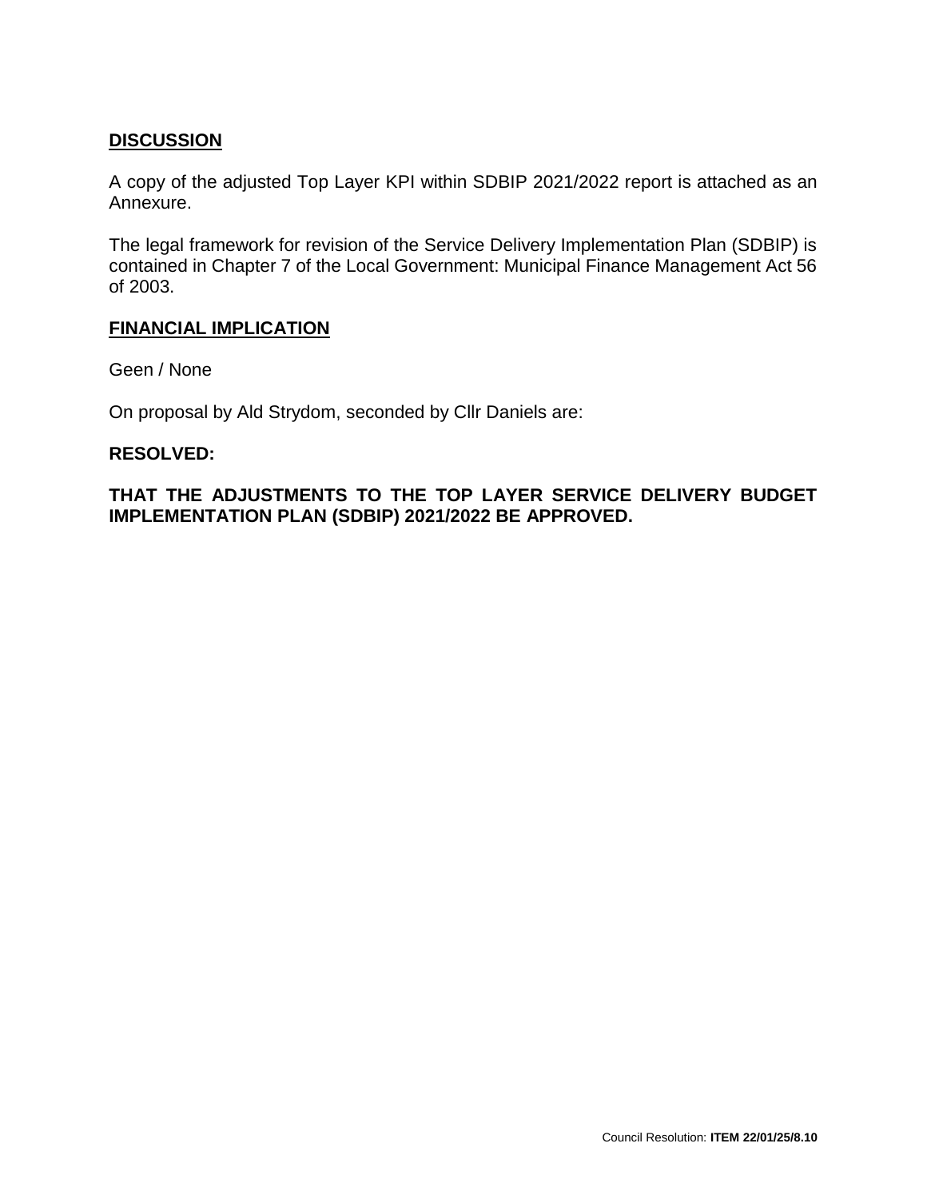## DISCUSSION

A copy of the adjusted Top Layer KPI within SDBIP 2021/2022 report is attached as an Annexure.

The legal framework for revision of the Service Delivery Implementation Plan (SDBIP) is contained in Chapter 7 of the Local Government: Municipal Finance Management Act 56 of 2003.

## FINANCIAL IMPLICATION

Geen / None

On proposal by Ald Strydom, seconded by Cllr Daniels are:

**RESOLVED:**

**THAT THE ADJUSTMENTS TO THE TOP LAYER SERVICE DELIVERY BUDGET IMPLEMENTATION PLAN (SDBIP) 2021/2022 BE APPROVED.**

Council Resolution: **ITEM 22/01/25/8.10**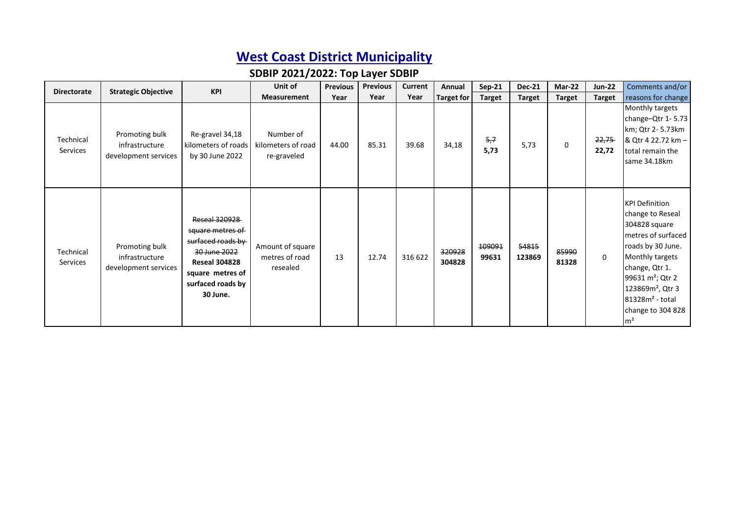# West Coast District Municipality

## SDBIP 2021/2022: Top Layer SDBIP

| Directorate | Strategic Objective | KPI | Unit of Measurement | Previous Year | Previous Year | Current Year | Annual Target for | Sep-21 Target | Dec-21 Target | Mar-22 Target | Jun-22 Target | Comments and/or reasons for change |
|---|---|---|---|---|---|---|---|---|---|---|---|---|
| Technical Services | Promoting bulk infrastructure development services | Re-gravel 34,18 kilometers of roads by 30 June 2022 | Number of kilometers of road re-graveled | 44.00 | 85.31 | 39.68 | 34,18 | ~~5,7~~ **5,73** | 5,73 | 0 | ~~22,75~~ **22,72** | Monthly targets change–Qtr 1- 5.73 km; Qtr 2- 5.73km & Qtr 4 22.72 km – total remain the same 34.18km |
| Technical Services | Promoting bulk infrastructure development services | ~~Reseal 320928 square metres of surfaced roads by 30 June 2022~~ **Reseal 304828 square metres of surfaced roads by 30 June.** | Amount of square metres of road resealed | 13 | 12.74 | 316 622 | ~~320928~~ **304828** | ~~109091~~ **99631** | ~~54815~~ **123869** | ~~85990~~ **81328** | 0 | KPI Definition change to Reseal 304828 square metres of surfaced roads by 30 June. Monthly targets change, Qtr 1. 99631 m²; Qtr 2 123869m², Qtr 3 81328m² - total change to 304 828 m² |